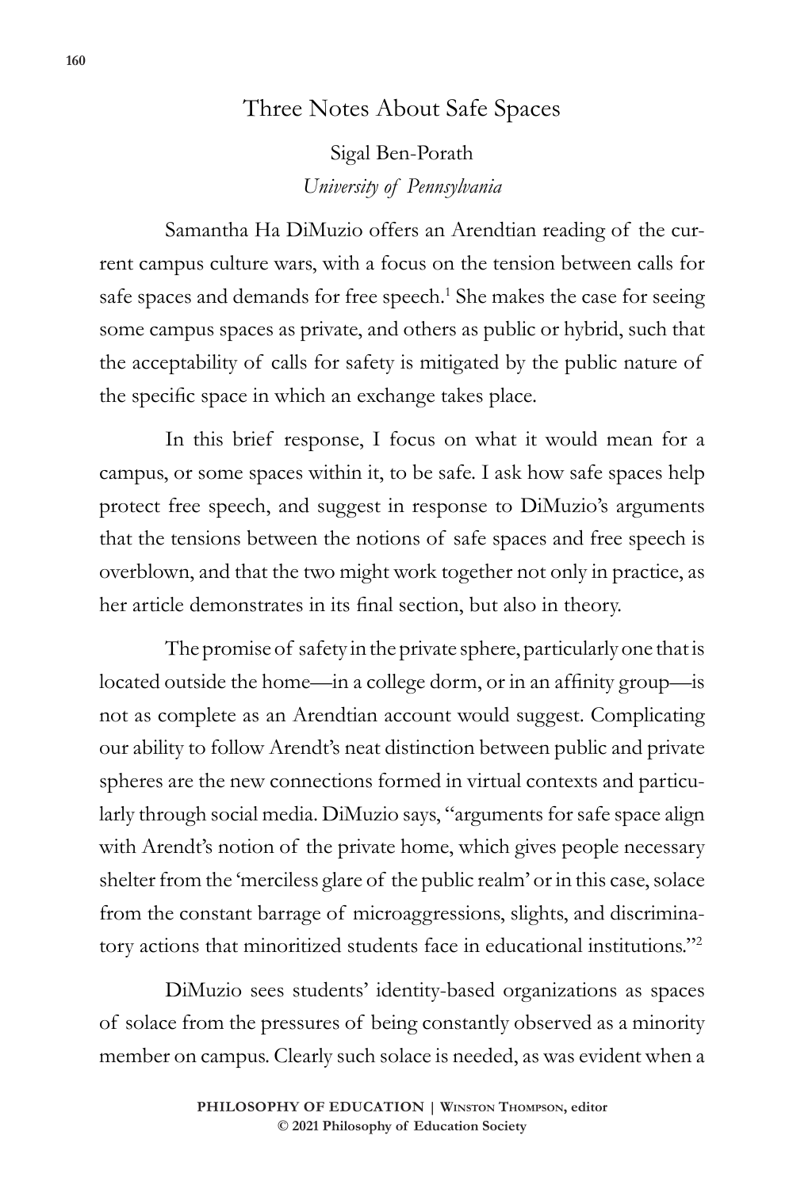# Three Notes About Safe Spaces

Sigal Ben-Porath
*University of Pennsylvania*

Samantha Ha DiMuzio offers an Arendtian reading of the current campus culture wars, with a focus on the tension between calls for safe spaces and demands for free speech.[1] She makes the case for seeing some campus spaces as private, and others as public or hybrid, such that the acceptability of calls for safety is mitigated by the public nature of the specific space in which an exchange takes place.

In this brief response, I focus on what it would mean for a campus, or some spaces within it, to be safe. I ask how safe spaces help protect free speech, and suggest in response to DiMuzio's arguments that the tensions between the notions of safe spaces and free speech is overblown, and that the two might work together not only in practice, as her article demonstrates in its final section, but also in theory.

The promise of safety in the private sphere, particularly one that is located outside the home—in a college dorm, or in an affinity group—is not as complete as an Arendtian account would suggest. Complicating our ability to follow Arendt's neat distinction between public and private spheres are the new connections formed in virtual contexts and particularly through social media. DiMuzio says, "arguments for safe space align with Arendt's notion of the private home, which gives people necessary shelter from the 'merciless glare of the public realm' or in this case, solace from the constant barrage of microaggressions, slights, and discriminatory actions that minoritized students face in educational institutions."[2]

DiMuzio sees students' identity-based organizations as spaces of solace from the pressures of being constantly observed as a minority member on campus. Clearly such solace is needed, as was evident when a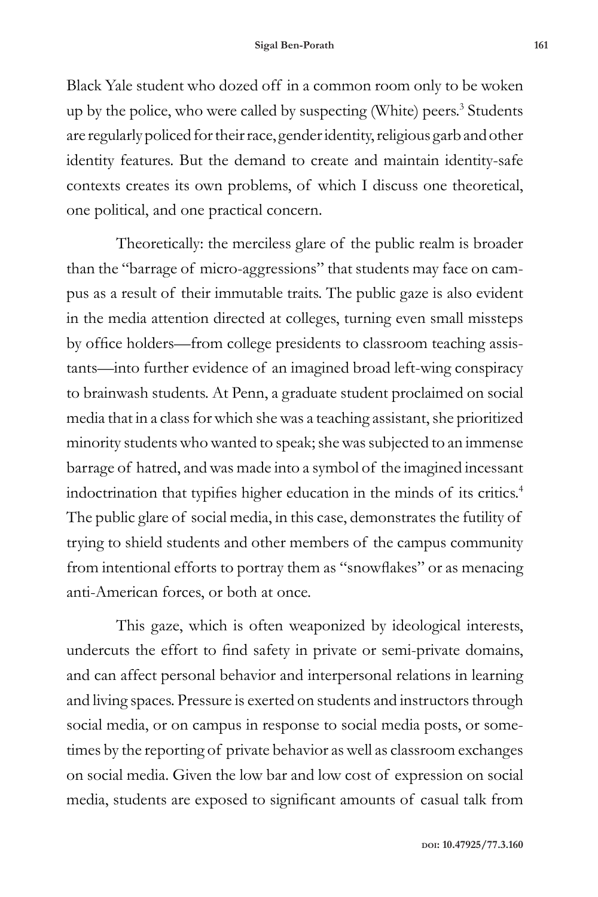Black Yale student who dozed off in a common room only to be woken up by the police, who were called by suspecting (White) peers.[3] Students are regularly policed for their race, gender identity, religious garb and other identity features. But the demand to create and maintain identity-safe contexts creates its own problems, of which I discuss one theoretical, one political, and one practical concern.

Theoretically: the merciless glare of the public realm is broader than the "barrage of micro-aggressions" that students may face on campus as a result of their immutable traits. The public gaze is also evident in the media attention directed at colleges, turning even small missteps by office holders—from college presidents to classroom teaching assistants—into further evidence of an imagined broad left-wing conspiracy to brainwash students. At Penn, a graduate student proclaimed on social media that in a class for which she was a teaching assistant, she prioritized minority students who wanted to speak; she was subjected to an immense barrage of hatred, and was made into a symbol of the imagined incessant indoctrination that typifies higher education in the minds of its critics.[4] The public glare of social media, in this case, demonstrates the futility of trying to shield students and other members of the campus community from intentional efforts to portray them as "snowflakes" or as menacing anti-American forces, or both at once.

This gaze, which is often weaponized by ideological interests, undercuts the effort to find safety in private or semi-private domains, and can affect personal behavior and interpersonal relations in learning and living spaces. Pressure is exerted on students and instructors through social media, or on campus in response to social media posts, or sometimes by the reporting of private behavior as well as classroom exchanges on social media. Given the low bar and low cost of expression on social media, students are exposed to significant amounts of casual talk from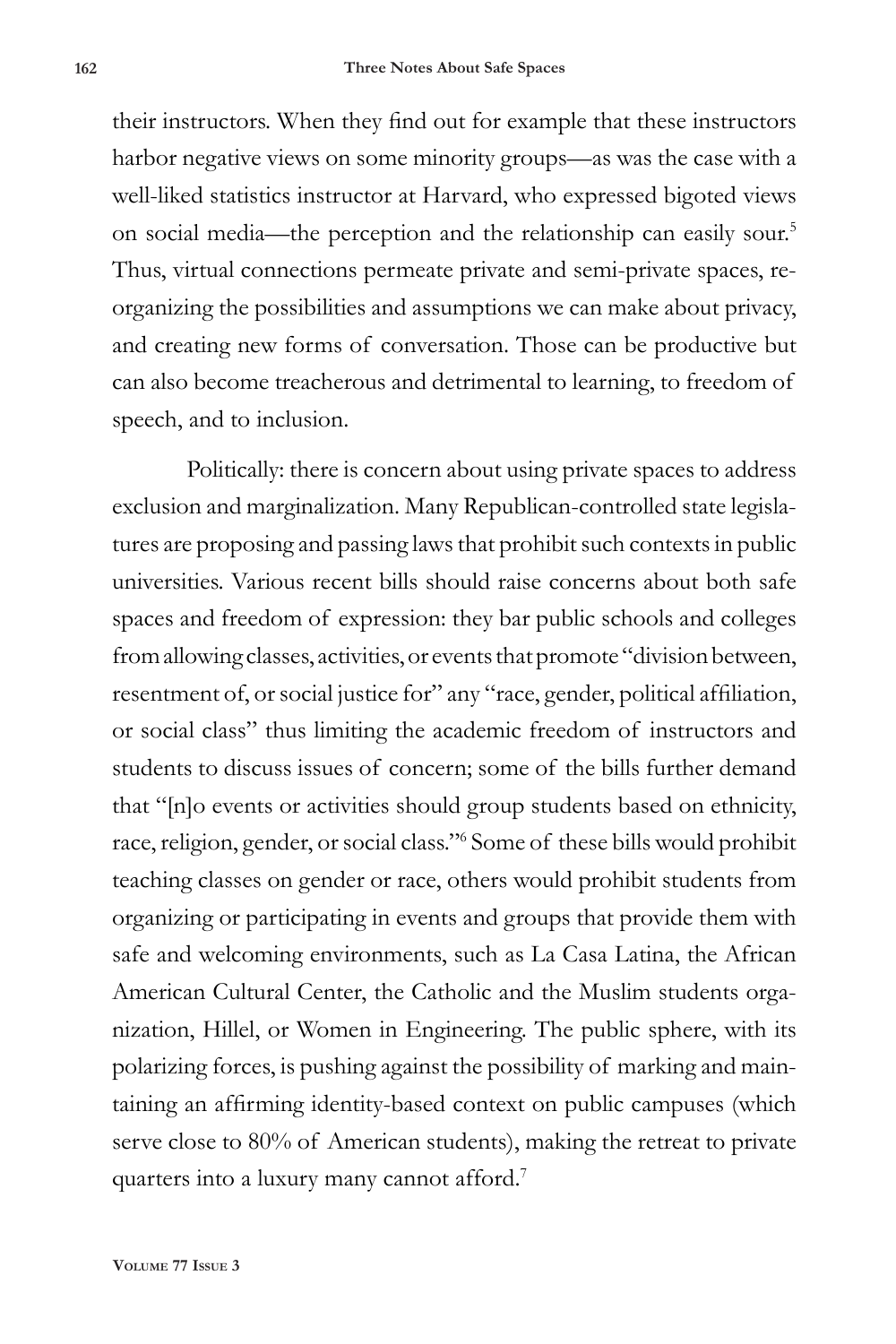their instructors. When they find out for example that these instructors harbor negative views on some minority groups—as was the case with a well-liked statistics instructor at Harvard, who expressed bigoted views on social media—the perception and the relationship can easily sour.[5] Thus, virtual connections permeate private and semi-private spaces, reorganizing the possibilities and assumptions we can make about privacy, and creating new forms of conversation. Those can be productive but can also become treacherous and detrimental to learning, to freedom of speech, and to inclusion.

Politically: there is concern about using private spaces to address exclusion and marginalization. Many Republican-controlled state legislatures are proposing and passing laws that prohibit such contexts in public universities. Various recent bills should raise concerns about both safe spaces and freedom of expression: they bar public schools and colleges from allowing classes, activities, or events that promote "division between, resentment of, or social justice for" any "race, gender, political affiliation, or social class" thus limiting the academic freedom of instructors and students to discuss issues of concern; some of the bills further demand that "[n]o events or activities should group students based on ethnicity, race, religion, gender, or social class."[6] Some of these bills would prohibit teaching classes on gender or race, others would prohibit students from organizing or participating in events and groups that provide them with safe and welcoming environments, such as La Casa Latina, the African American Cultural Center, the Catholic and the Muslim students organization, Hillel, or Women in Engineering. The public sphere, with its polarizing forces, is pushing against the possibility of marking and maintaining an affirming identity-based context on public campuses (which serve close to 80% of American students), making the retreat to private quarters into a luxury many cannot afford.[7]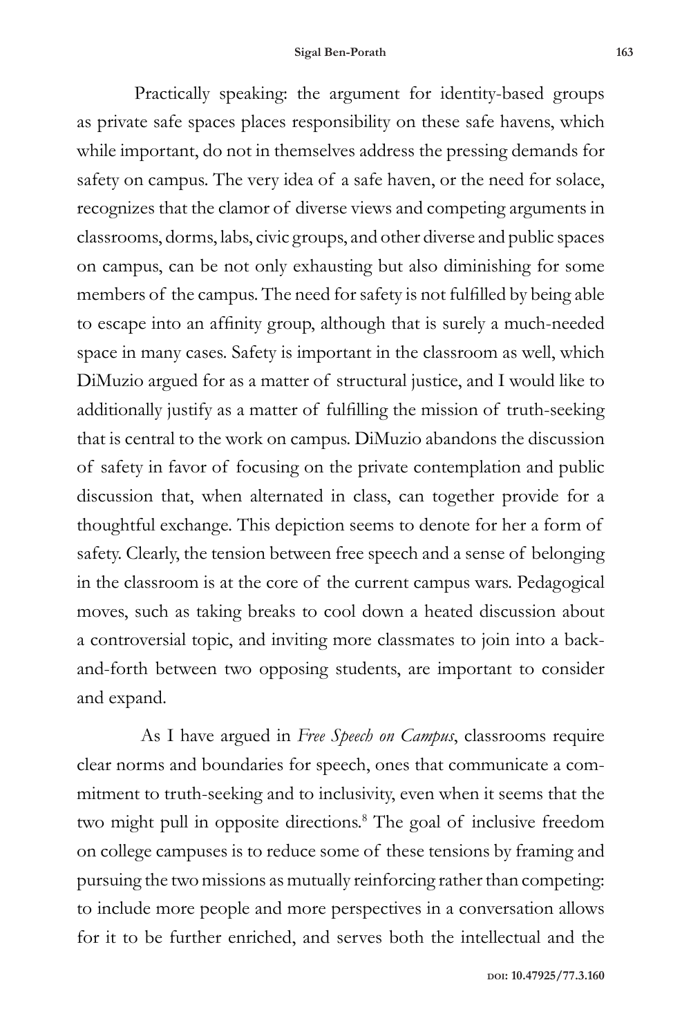Practically speaking: the argument for identity-based groups as private safe spaces places responsibility on these safe havens, which while important, do not in themselves address the pressing demands for safety on campus. The very idea of a safe haven, or the need for solace, recognizes that the clamor of diverse views and competing arguments in classrooms, dorms, labs, civic groups, and other diverse and public spaces on campus, can be not only exhausting but also diminishing for some members of the campus. The need for safety is not fulfilled by being able to escape into an affinity group, although that is surely a much-needed space in many cases. Safety is important in the classroom as well, which DiMuzio argued for as a matter of structural justice, and I would like to additionally justify as a matter of fulfilling the mission of truth-seeking that is central to the work on campus. DiMuzio abandons the discussion of safety in favor of focusing on the private contemplation and public discussion that, when alternated in class, can together provide for a thoughtful exchange. This depiction seems to denote for her a form of safety. Clearly, the tension between free speech and a sense of belonging in the classroom is at the core of the current campus wars. Pedagogical moves, such as taking breaks to cool down a heated discussion about a controversial topic, and inviting more classmates to join into a back-and-forth between two opposing students, are important to consider and expand.

As I have argued in *Free Speech on Campus*, classrooms require clear norms and boundaries for speech, ones that communicate a commitment to truth-seeking and to inclusivity, even when it seems that the two might pull in opposite directions.[8] The goal of inclusive freedom on college campuses is to reduce some of these tensions by framing and pursuing the two missions as mutually reinforcing rather than competing: to include more people and more perspectives in a conversation allows for it to be further enriched, and serves both the intellectual and the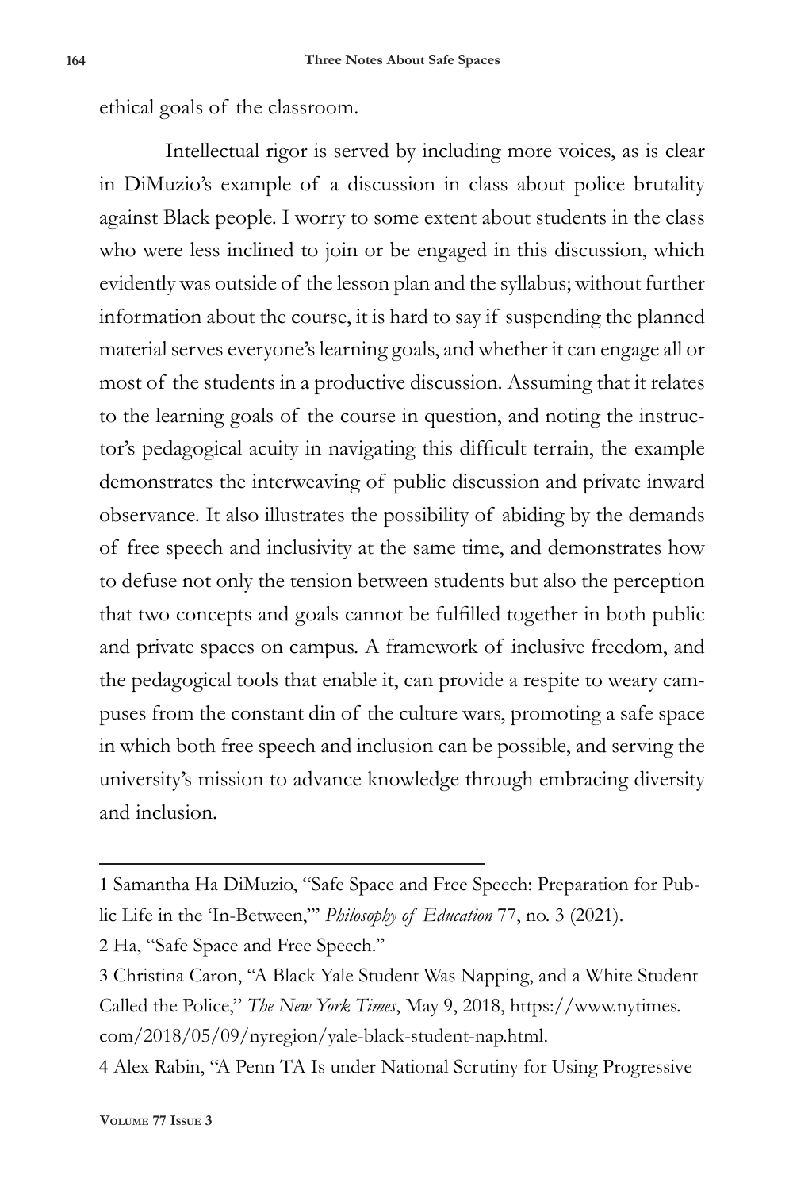ethical goals of the classroom.

Intellectual rigor is served by including more voices, as is clear in DiMuzio's example of a discussion in class about police brutality against Black people. I worry to some extent about students in the class who were less inclined to join or be engaged in this discussion, which evidently was outside of the lesson plan and the syllabus; without further information about the course, it is hard to say if suspending the planned material serves everyone's learning goals, and whether it can engage all or most of the students in a productive discussion. Assuming that it relates to the learning goals of the course in question, and noting the instructor's pedagogical acuity in navigating this difficult terrain, the example demonstrates the interweaving of public discussion and private inward observance. It also illustrates the possibility of abiding by the demands of free speech and inclusivity at the same time, and demonstrates how to defuse not only the tension between students but also the perception that two concepts and goals cannot be fulfilled together in both public and private spaces on campus. A framework of inclusive freedom, and the pedagogical tools that enable it, can provide a respite to weary campuses from the constant din of the culture wars, promoting a safe space in which both free speech and inclusion can be possible, and serving the university's mission to advance knowledge through embracing diversity and inclusion.

---

1 Samantha Ha DiMuzio, "Safe Space and Free Speech: Preparation for Public Life in the 'In-Between,'" *Philosophy of Education* 77, no. 3 (2021).

2 Ha, "Safe Space and Free Speech."

3 Christina Caron, "A Black Yale Student Was Napping, and a White Student Called the Police," *The New York Times*, May 9, 2018, https://www.nytimes.com/2018/05/09/nyregion/yale-black-student-nap.html.

4 Alex Rabin, "A Penn TA Is under National Scrutiny for Using Progressive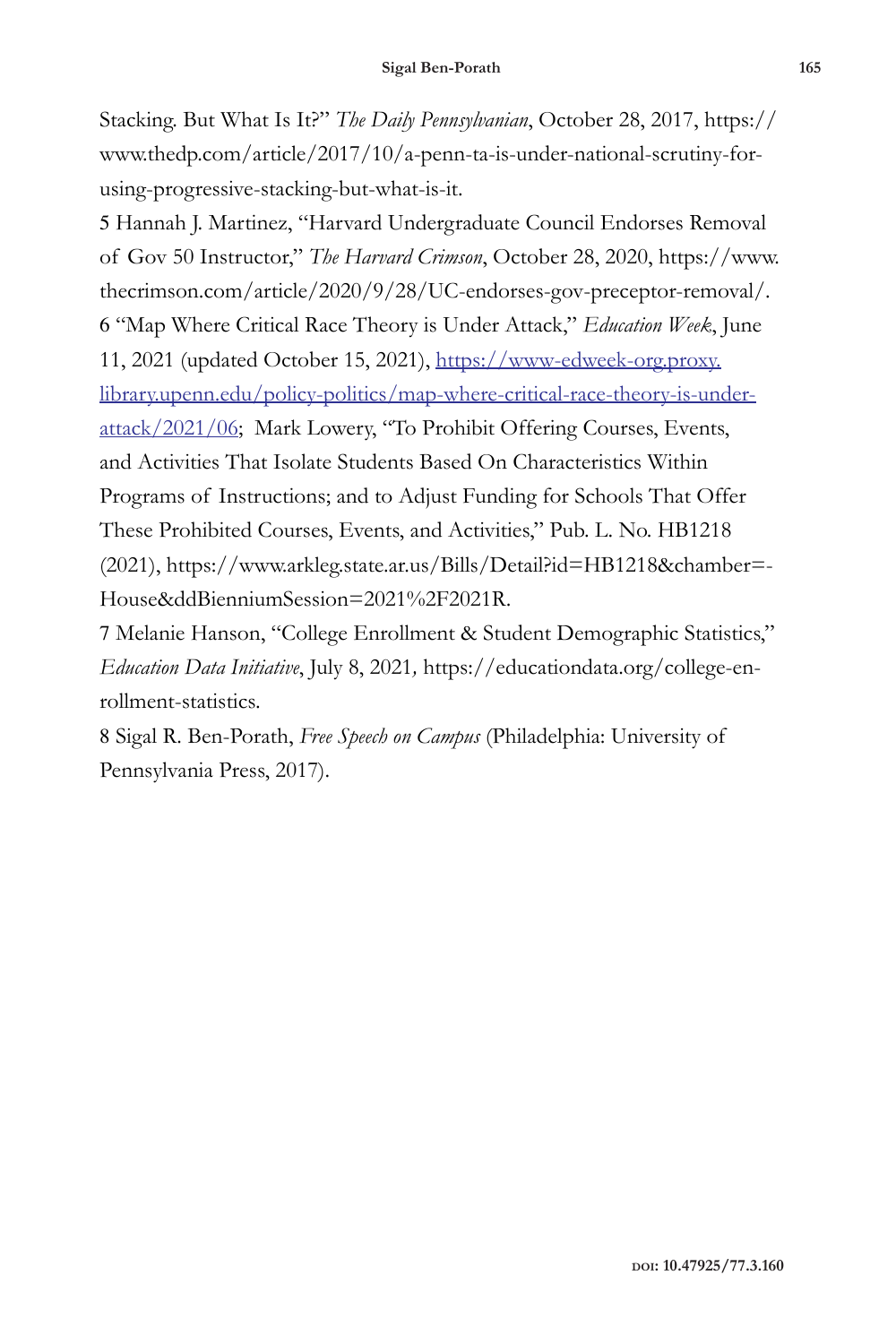Stacking. But What Is It?" *The Daily Pennsylvanian*, October 28, 2017, https://www.thedp.com/article/2017/10/a-penn-ta-is-under-national-scrutiny-for-using-progressive-stacking-but-what-is-it.

5 Hannah J. Martinez, "Harvard Undergraduate Council Endorses Removal of Gov 50 Instructor," *The Harvard Crimson*, October 28, 2020, https://www.thecrimson.com/article/2020/9/28/UC-endorses-gov-preceptor-removal/.

6 "Map Where Critical Race Theory is Under Attack," *Education Week*, June 11, 2021 (updated October 15, 2021), https://www-edweek-org.proxy.library.upenn.edu/policy-politics/map-where-critical-race-theory-is-under-attack/2021/06; Mark Lowery, "To Prohibit Offering Courses, Events, and Activities That Isolate Students Based On Characteristics Within Programs of Instructions; and to Adjust Funding for Schools That Offer These Prohibited Courses, Events, and Activities," Pub. L. No. HB1218 (2021), https://www.arkleg.state.ar.us/Bills/Detail?id=HB1218&chamber=House&ddBienniumSession=2021%2F2021R.

7 Melanie Hanson, "College Enrollment & Student Demographic Statistics," *Education Data Initiative*, July 8, 2021, https://educationdata.org/college-enrollment-statistics.

8 Sigal R. Ben-Porath, *Free Speech on Campus* (Philadelphia: University of Pennsylvania Press, 2017).